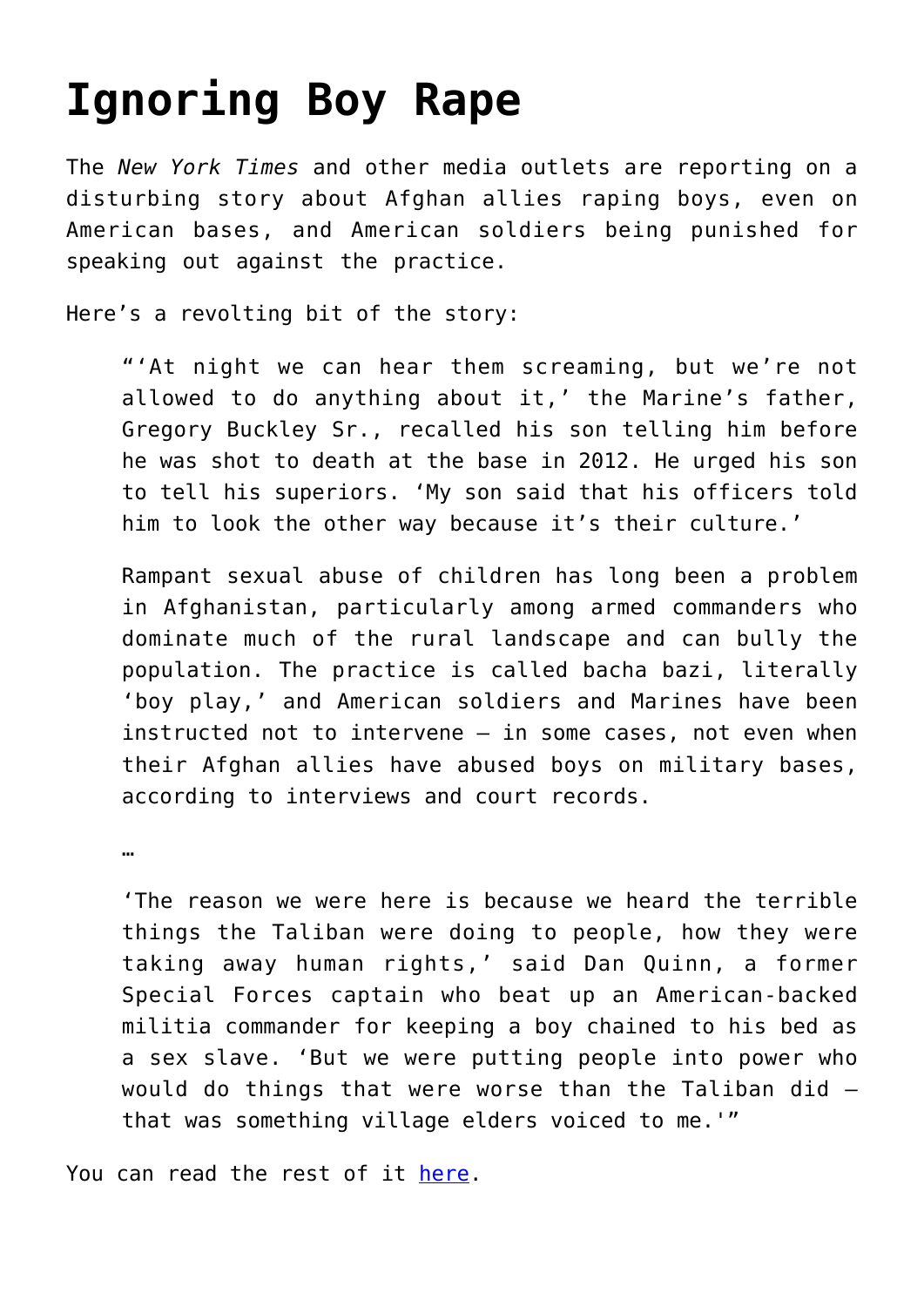# Ignoring Boy Rape

The *New York Times* and other media outlets are reporting on a disturbing story about Afghan allies raping boys, even on American bases, and American soldiers being punished for speaking out against the practice.

Here's a revolting bit of the story:

> "'At night we can hear them screaming, but we're not allowed to do anything about it,' the Marine's father, Gregory Buckley Sr., recalled his son telling him before he was shot to death at the base in 2012. He urged his son to tell his superiors. 'My son said that his officers told him to look the other way because it's their culture.'
>
> Rampant sexual abuse of children has long been a problem in Afghanistan, particularly among armed commanders who dominate much of the rural landscape and can bully the population. The practice is called bacha bazi, literally 'boy play,' and American soldiers and Marines have been instructed not to intervene — in some cases, not even when their Afghan allies have abused boys on military bases, according to interviews and court records.
>
> …
>
> 'The reason we were here is because we heard the terrible things the Taliban were doing to people, how they were taking away human rights,' said Dan Quinn, a former Special Forces captain who beat up an American-backed militia commander for keeping a boy chained to his bed as a sex slave. 'But we were putting people into power who would do things that were worse than the Taliban did — that was something village elders voiced to me.'"

You can read the rest of it here.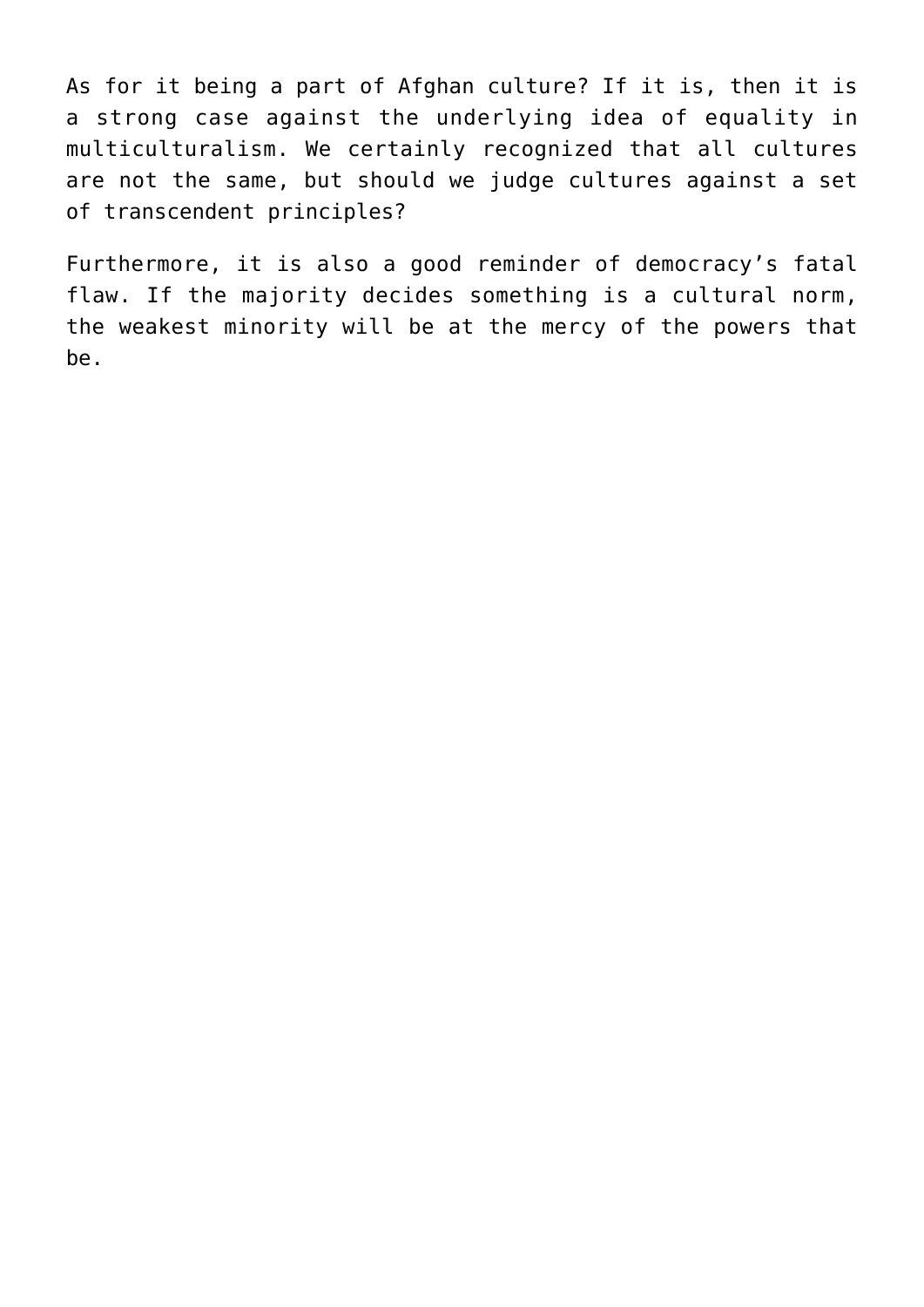As for it being a part of Afghan culture? If it is, then it is a strong case against the underlying idea of equality in multiculturalism. We certainly recognized that all cultures are not the same, but should we judge cultures against a set of transcendent principles?

Furthermore, it is also a good reminder of democracy's fatal flaw. If the majority decides something is a cultural norm, the weakest minority will be at the mercy of the powers that be.